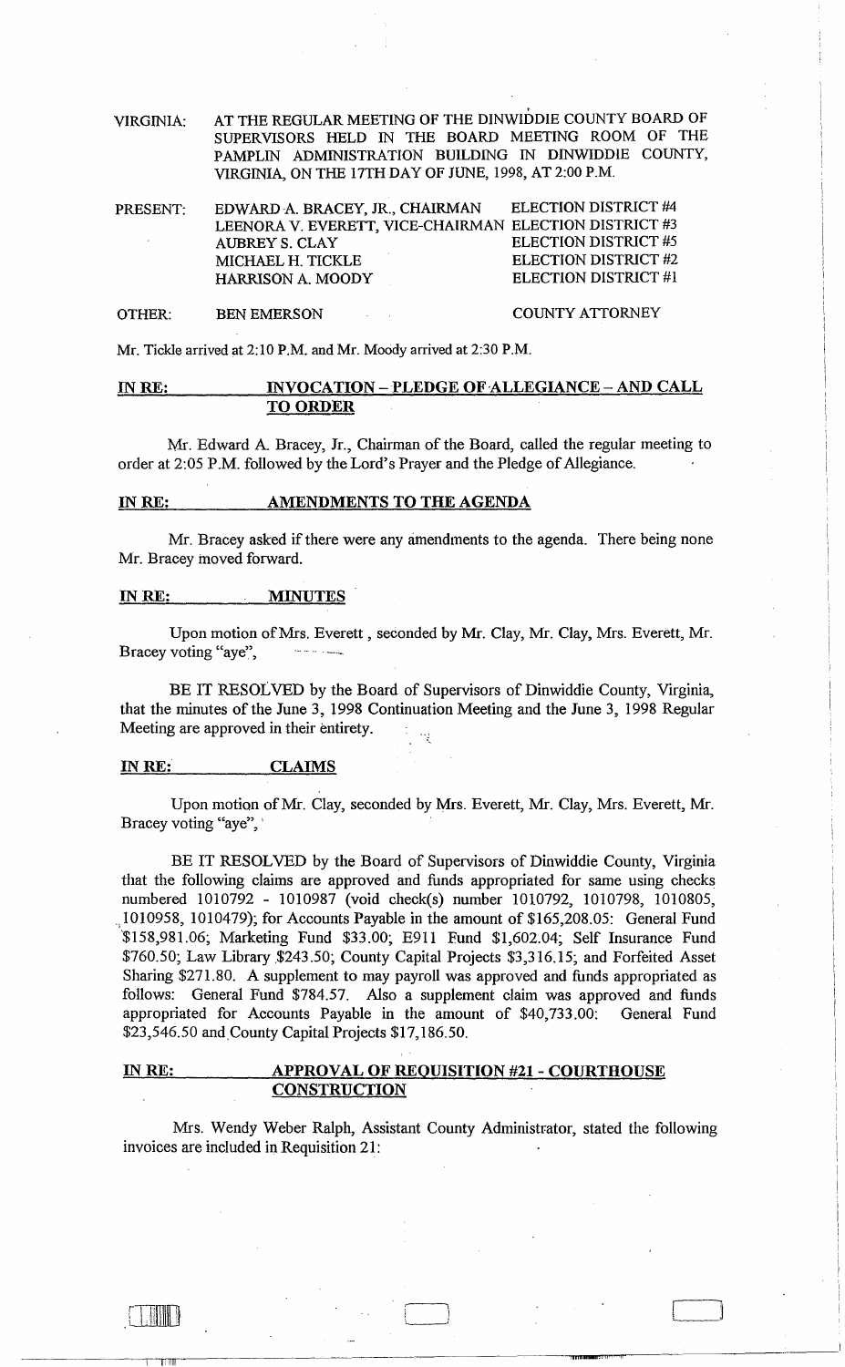VIRGINIA: AT THE REGULAR MEETING OF THE DINWIDDIE COUNTY BOARD OF SUPERVISORS HELD IN THE BOARD MEETING ROOM OF THE PAMPLIN ADMINISTRATION BUILDING IN DINWIDDIE COUNTY, VIRGINIA, ON THE 17TH DAY OF JUNE, 1998, AT 2:00 P.M.

| | | |
|---|---|---|
| PRESENT: | EDWARD A. BRACEY, JR., CHAIRMAN | ELECTION DISTRICT #4 |
| | LEENORA V. EVERETT, VICE-CHAIRMAN | ELECTION DISTRICT #3 |
| | AUBREY S. CLAY | ELECTION DISTRICT #5 |
| | MICHAEL H. TICKLE | ELECTION DISTRICT #2 |
| | HARRISON A. MOODY | ELECTION DISTRICT #1 |
| OTHER: | BEN EMERSON | COUNTY ATTORNEY |

Mr. Tickle arrived at 2:10 P.M. and Mr. Moody arrived at 2:30 P.M.

**IN RE: INVOCATION – PLEDGE OF ALLEGIANCE – AND CALL TO ORDER**

Mr. Edward A. Bracey, Jr., Chairman of the Board, called the regular meeting to order at 2:05 P.M. followed by the Lord's Prayer and the Pledge of Allegiance.

**IN RE: AMENDMENTS TO THE AGENDA**

Mr. Bracey asked if there were any amendments to the agenda. There being none Mr. Bracey moved forward.

**IN RE: MINUTES**

Upon motion of Mrs. Everett , seconded by Mr. Clay, Mr. Clay, Mrs. Everett, Mr. Bracey voting "aye",

BE IT RESOLVED by the Board of Supervisors of Dinwiddie County, Virginia, that the minutes of the June 3, 1998 Continuation Meeting and the June 3, 1998 Regular Meeting are approved in their entirety.

**IN RE: CLAIMS**

Upon motion of Mr. Clay, seconded by Mrs. Everett, Mr. Clay, Mrs. Everett, Mr. Bracey voting "aye",

BE IT RESOLVED by the Board of Supervisors of Dinwiddie County, Virginia that the following claims are approved and funds appropriated for same using checks numbered 1010792 - 1010987 (void check(s) number 1010792, 1010798, 1010805, 1010958, 1010479); for Accounts Payable in the amount of $165,208.05: General Fund $158,981.06; Marketing Fund $33.00; E911 Fund $1,602.04; Self Insurance Fund $760.50; Law Library $243.50; County Capital Projects $3,316.15; and Forfeited Asset Sharing $271.80. A supplement to may payroll was approved and funds appropriated as follows: General Fund $784.57. Also a supplement claim was approved and funds appropriated for Accounts Payable in the amount of $40,733.00: General Fund $23,546.50 and County Capital Projects $17,186.50.

**IN RE: APPROVAL OF REQUISITION #21 - COURTHOUSE CONSTRUCTION**

Mrs. Wendy Weber Ralph, Assistant County Administrator, stated the following invoices are included in Requisition 21: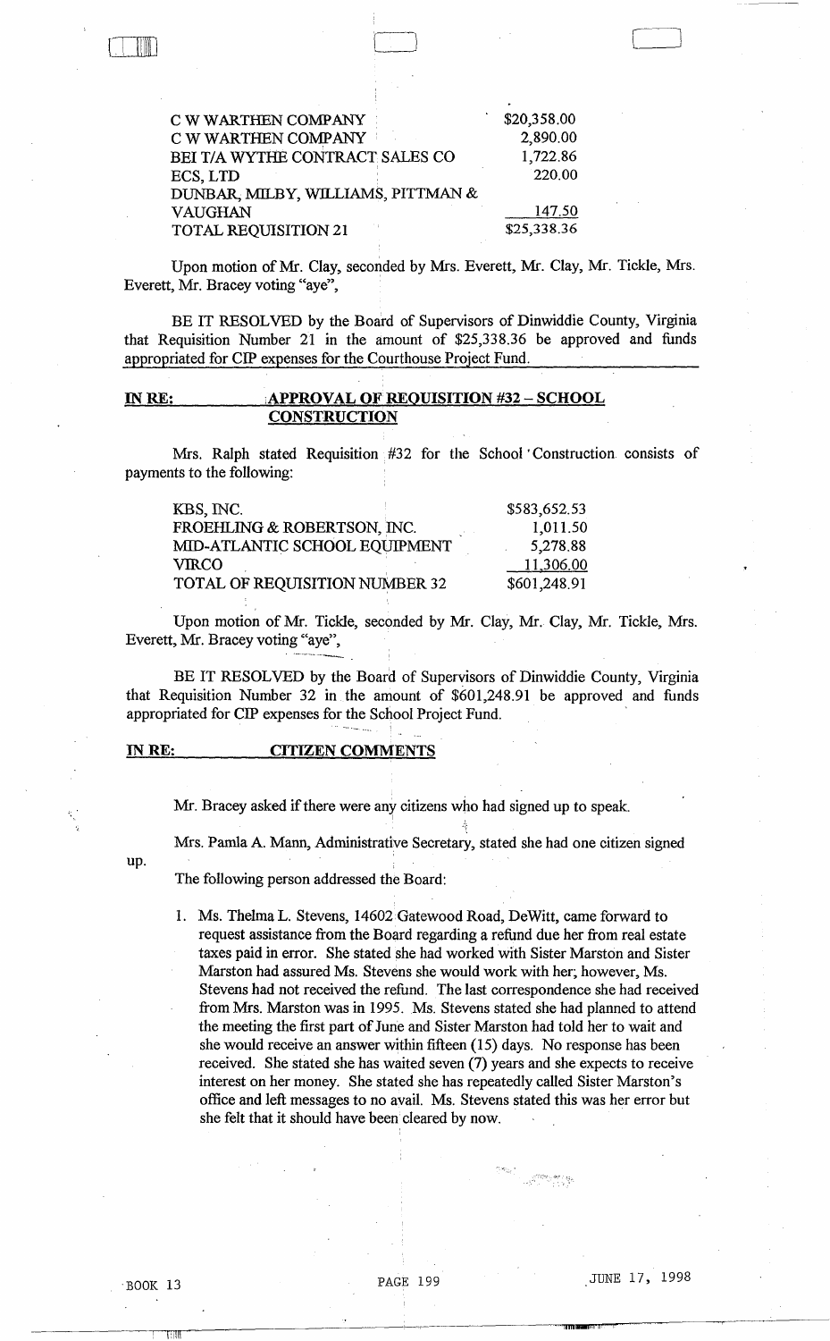| | |
|---|---|
| C W WARTHEN COMPANY | $20,358.00 |
| C W WARTHEN COMPANY | 2,890.00 |
| BEI T/A WYTHE CONTRACT SALES CO | 1,722.86 |
| ECS, LTD | 220.00 |
| DUNBAR, MILBY, WILLIAMS, PITTMAN & VAUGHAN | 147.50 |
| TOTAL REQUISITION 21 | $25,338.36 |

Upon motion of Mr. Clay, seconded by Mrs. Everett, Mr. Clay, Mr. Tickle, Mrs. Everett, Mr. Bracey voting "aye",

BE IT RESOLVED by the Board of Supervisors of Dinwiddie County, Virginia that Requisition Number 21 in the amount of $25,338.36 be approved and funds appropriated for CIP expenses for the Courthouse Project Fund.

**IN RE: APPROVAL OF REQUISITION #32 – SCHOOL CONSTRUCTION**

Mrs. Ralph stated Requisition #32 for the School Construction consists of payments to the following:

| | |
|---|---|
| KBS, INC. | $583,652.53 |
| FROEHLING & ROBERTSON, INC. | 1,011.50 |
| MID-ATLANTIC SCHOOL EQUIPMENT | 5,278.88 |
| VIRCO | 11,306.00 |
| TOTAL OF REQUISITION NUMBER 32 | $601,248.91 |

Upon motion of Mr. Tickle, seconded by Mr. Clay, Mr. Clay, Mr. Tickle, Mrs. Everett, Mr. Bracey voting "aye",

BE IT RESOLVED by the Board of Supervisors of Dinwiddie County, Virginia that Requisition Number 32 in the amount of $601,248.91 be approved and funds appropriated for CIP expenses for the School Project Fund.

**IN RE: CITIZEN COMMENTS**

Mr. Bracey asked if there were any citizens who had signed up to speak.

Mrs. Pamla A. Mann, Administrative Secretary, stated she had one citizen signed up.

The following person addressed the Board:

1. Ms. Thelma L. Stevens, 14602 Gatewood Road, DeWitt, came forward to request assistance from the Board regarding a refund due her from real estate taxes paid in error. She stated she had worked with Sister Marston and Sister Marston had assured Ms. Stevens she would work with her; however, Ms. Stevens had not received the refund. The last correspondence she had received from Mrs. Marston was in 1995. Ms. Stevens stated she had planned to attend the meeting the first part of June and Sister Marston had told her to wait and she would receive an answer within fifteen (15) days. No response has been received. She stated she has waited seven (7) years and she expects to receive interest on her money. She stated she has repeatedly called Sister Marston's office and left messages to no avail. Ms. Stevens stated this was her error but she felt that it should have been cleared by now.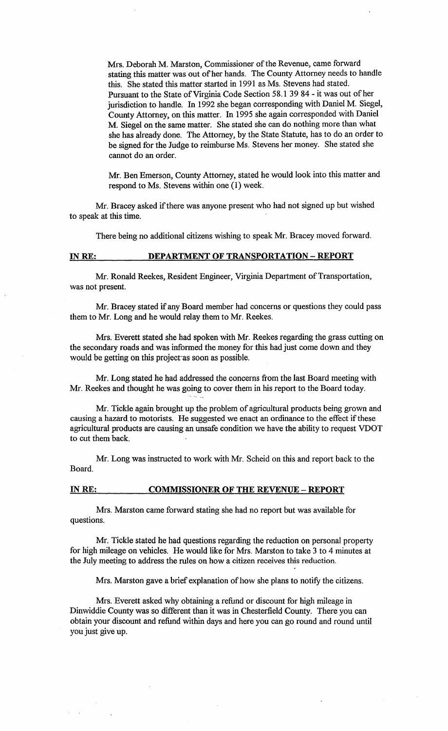Mrs. Deborah M. Marston, Commissioner of the Revenue, came forward stating this matter was out of her hands. The County Attorney needs to handle this. She stated this matter started in 1991 as Ms. Stevens had stated. Pursuant to the State of Virginia Code Section 58.1 39 84 - it was out of her jurisdiction to handle. In 1992 she began corresponding with Daniel M. Siegel, County Attorney, on this matter. In 1995 she again corresponded with Daniel M. Siegel on the same matter. She stated she can do nothing more than what she has already done. The Attorney, by the State Statute, has to do an order to be signed for the Judge to reimburse Ms. Stevens her money. She stated she cannot do an order.

Mr. Ben Emerson, County Attorney, stated he would look into this matter and respond to Ms. Stevens within one (1) week.

Mr. Bracey asked if there was anyone present who had not signed up but wished to speak at this time.

There being no additional citizens wishing to speak Mr. Bracey moved forward.

**IN RE: DEPARTMENT OF TRANSPORTATION – REPORT**

Mr. Ronald Reekes, Resident Engineer, Virginia Department of Transportation, was not present.

Mr. Bracey stated if any Board member had concerns or questions they could pass them to Mr. Long and he would relay them to Mr. Reekes.

Mrs. Everett stated she had spoken with Mr. Reekes regarding the grass cutting on the secondary roads and was informed the money for this had just come down and they would be getting on this project as soon as possible.

Mr. Long stated he had addressed the concerns from the last Board meeting with Mr. Reekes and thought he was going to cover them in his report to the Board today.

Mr. Tickle again brought up the problem of agricultural products being grown and causing a hazard to motorists. He suggested we enact an ordinance to the effect if these agricultural products are causing an unsafe condition we have the ability to request VDOT to cut them back.

Mr. Long was instructed to work with Mr. Scheid on this and report back to the Board.

**IN RE: COMMISSIONER OF THE REVENUE – REPORT**

Mrs. Marston came forward stating she had no report but was available for questions.

Mr. Tickle stated he had questions regarding the reduction on personal property for high mileage on vehicles. He would like for Mrs. Marston to take 3 to 4 minutes at the July meeting to address the rules on how a citizen receives this reduction.

Mrs. Marston gave a brief explanation of how she plans to notify the citizens.

Mrs. Everett asked why obtaining a refund or discount for high mileage in Dinwiddie County was so different than it was in Chesterfield County. There you can obtain your discount and refund within days and here you can go round and round until you just give up.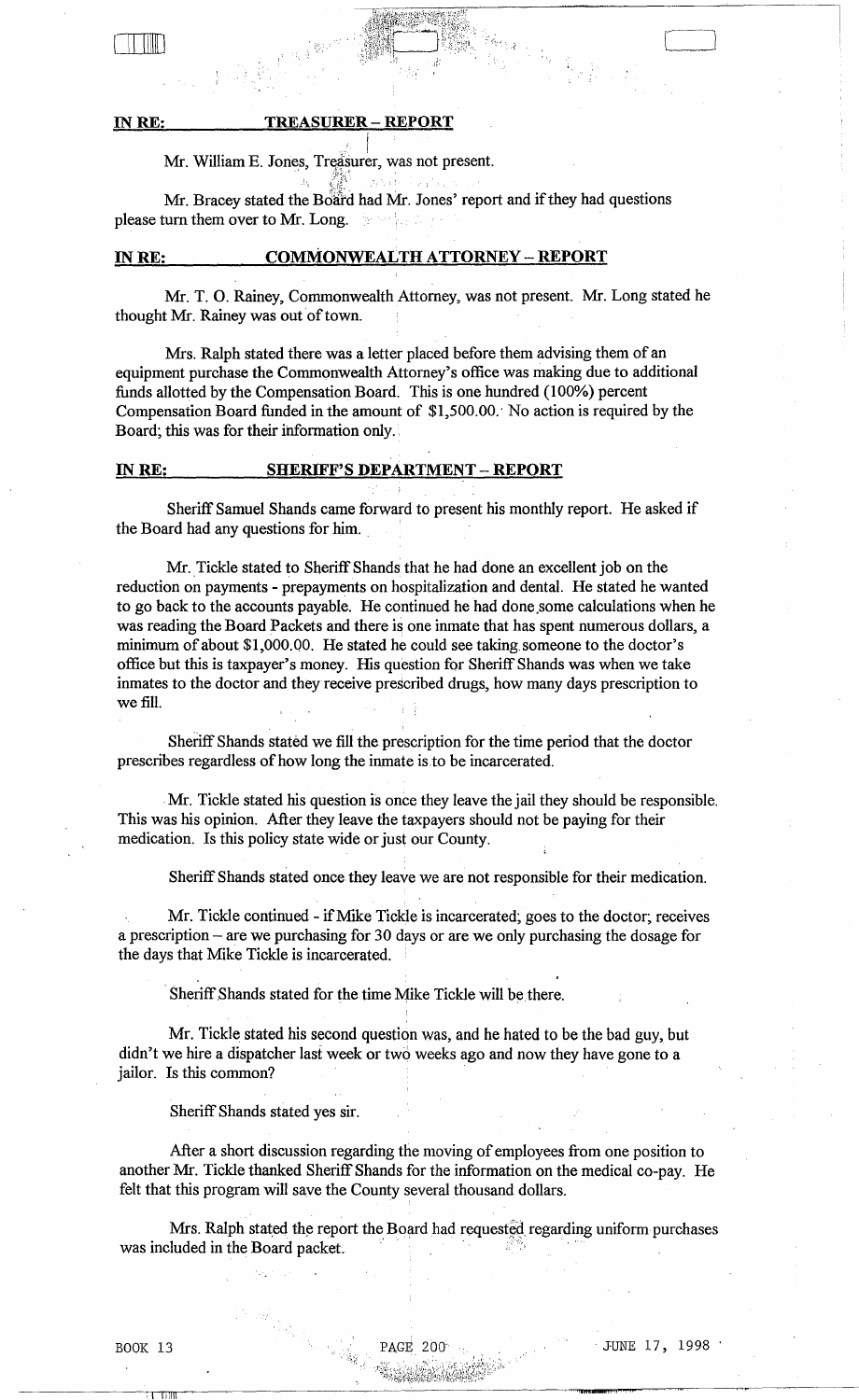**IN RE: TREASURER – REPORT**

Mr. William E. Jones, Treasurer, was not present.

Mr. Bracey stated the Board had Mr. Jones' report and if they had questions please turn them over to Mr. Long.

**IN RE: COMMONWEALTH ATTORNEY – REPORT**

Mr. T. O. Rainey, Commonwealth Attorney, was not present. Mr. Long stated he thought Mr. Rainey was out of town.

Mrs. Ralph stated there was a letter placed before them advising them of an equipment purchase the Commonwealth Attorney's office was making due to additional funds allotted by the Compensation Board. This is one hundred (100%) percent Compensation Board funded in the amount of $1,500.00. No action is required by the Board; this was for their information only.

**IN RE: SHERIFF'S DEPARTMENT – REPORT**

Sheriff Samuel Shands came forward to present his monthly report. He asked if the Board had any questions for him.

Mr. Tickle stated to Sheriff Shands that he had done an excellent job on the reduction on payments - prepayments on hospitalization and dental. He stated he wanted to go back to the accounts payable. He continued he had done some calculations when he was reading the Board Packets and there is one inmate that has spent numerous dollars, a minimum of about $1,000.00. He stated he could see taking someone to the doctor's office but this is taxpayer's money. His question for Sheriff Shands was when we take inmates to the doctor and they receive prescribed drugs, how many days prescription to we fill.

Sheriff Shands stated we fill the prescription for the time period that the doctor prescribes regardless of how long the inmate is to be incarcerated.

Mr. Tickle stated his question is once they leave the jail they should be responsible. This was his opinion. After they leave the taxpayers should not be paying for their medication. Is this policy state wide or just our County.

Sheriff Shands stated once they leave we are not responsible for their medication.

Mr. Tickle continued - if Mike Tickle is incarcerated; goes to the doctor; receives a prescription – are we purchasing for 30 days or are we only purchasing the dosage for the days that Mike Tickle is incarcerated.

Sheriff Shands stated for the time Mike Tickle will be there.

Mr. Tickle stated his second question was, and he hated to be the bad guy, but didn't we hire a dispatcher last week or two weeks ago and now they have gone to a jailor. Is this common?

Sheriff Shands stated yes sir.

After a short discussion regarding the moving of employees from one position to another Mr. Tickle thanked Sheriff Shands for the information on the medical co-pay. He felt that this program will save the County several thousand dollars.

Mrs. Ralph stated the report the Board had requested regarding uniform purchases was included in the Board packet.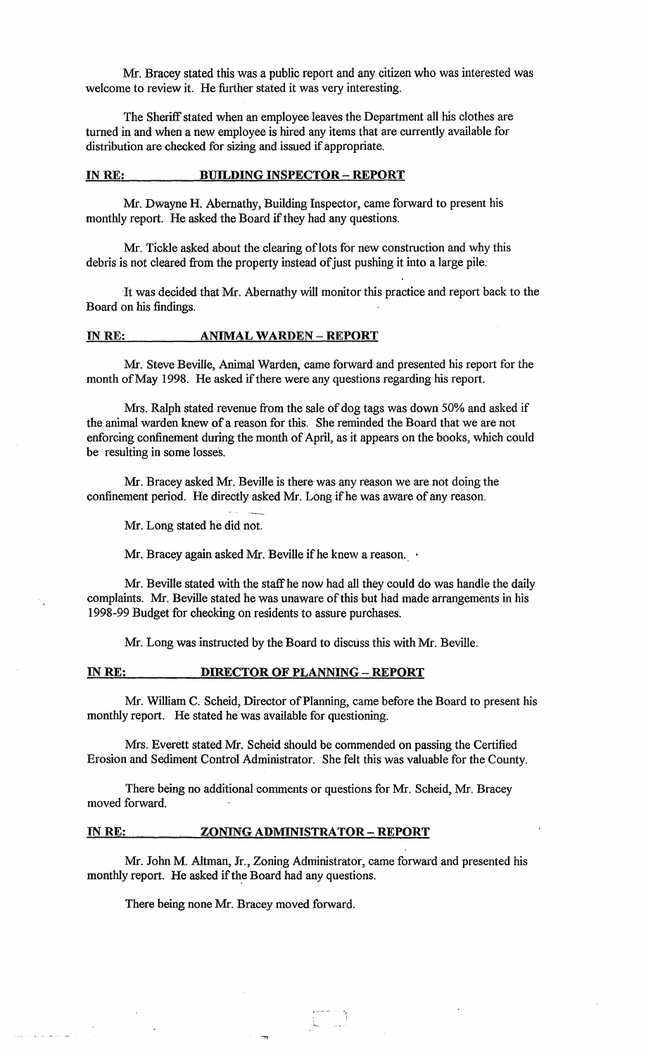Mr. Bracey stated this was a public report and any citizen who was interested was welcome to review it. He further stated it was very interesting.

The Sheriff stated when an employee leaves the Department all his clothes are turned in and when a new employee is hired any items that are currently available for distribution are checked for sizing and issued if appropriate.

**IN RE: BUILDING INSPECTOR – REPORT**

Mr. Dwayne H. Abernathy, Building Inspector, came forward to present his monthly report. He asked the Board if they had any questions.

Mr. Tickle asked about the clearing of lots for new construction and why this debris is not cleared from the property instead of just pushing it into a large pile.

It was decided that Mr. Abernathy will monitor this practice and report back to the Board on his findings.

**IN RE: ANIMAL WARDEN – REPORT**

Mr. Steve Beville, Animal Warden, came forward and presented his report for the month of May 1998. He asked if there were any questions regarding his report.

Mrs. Ralph stated revenue from the sale of dog tags was down 50% and asked if the animal warden knew of a reason for this. She reminded the Board that we are not enforcing confinement during the month of April, as it appears on the books, which could be resulting in some losses.

Mr. Bracey asked Mr. Beville is there was any reason we are not doing the confinement period. He directly asked Mr. Long if he was aware of any reason.

Mr. Long stated he did not.

Mr. Bracey again asked Mr. Beville if he knew a reason.

Mr. Beville stated with the staff he now had all they could do was handle the daily complaints. Mr. Beville stated he was unaware of this but had made arrangements in his 1998-99 Budget for checking on residents to assure purchases.

Mr. Long was instructed by the Board to discuss this with Mr. Beville.

**IN RE: DIRECTOR OF PLANNING – REPORT**

Mr. William C. Scheid, Director of Planning, came before the Board to present his monthly report. He stated he was available for questioning.

Mrs. Everett stated Mr. Scheid should be commended on passing the Certified Erosion and Sediment Control Administrator. She felt this was valuable for the County.

There being no additional comments or questions for Mr. Scheid, Mr. Bracey moved forward.

**IN RE: ZONING ADMINISTRATOR – REPORT**

Mr. John M. Altman, Jr., Zoning Administrator, came forward and presented his monthly report. He asked if the Board had any questions.

There being none Mr. Bracey moved forward.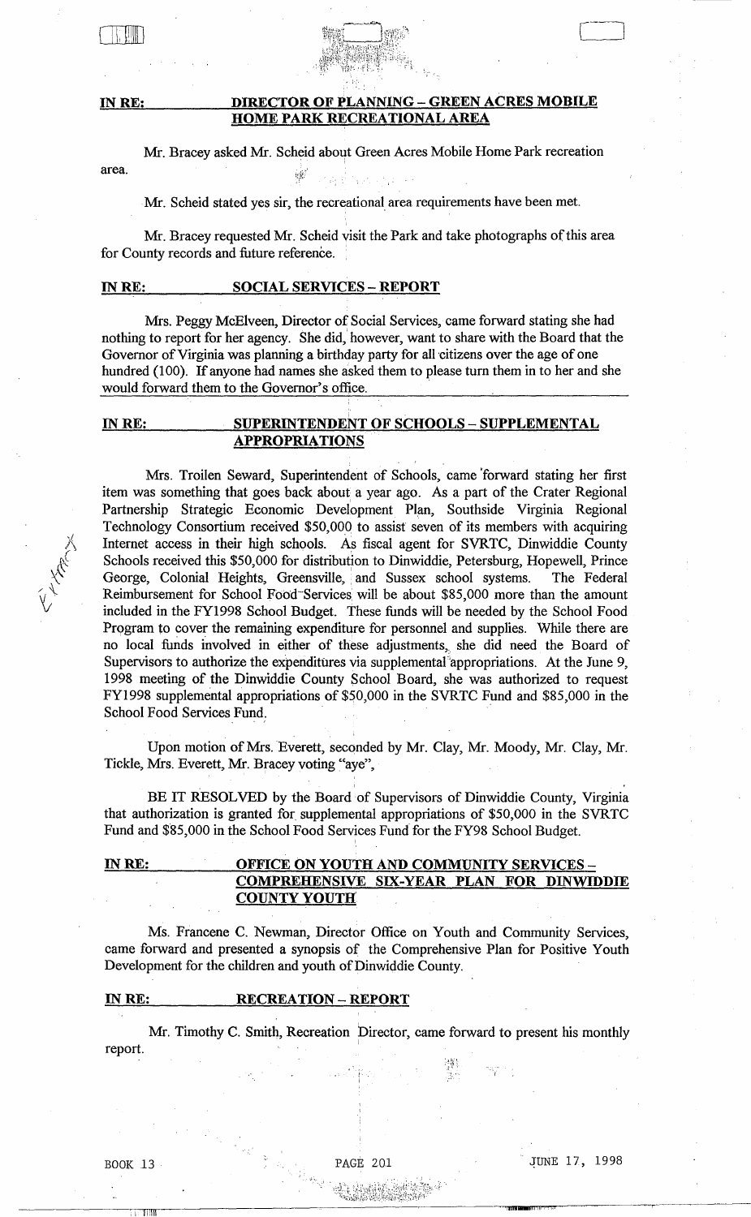**IN RE: DIRECTOR OF PLANNING – GREEN ACRES MOBILE HOME PARK RECREATIONAL AREA**

Mr. Bracey asked Mr. Scheid about Green Acres Mobile Home Park recreation area.

Mr. Scheid stated yes sir, the recreational area requirements have been met.

Mr. Bracey requested Mr. Scheid visit the Park and take photographs of this area for County records and future reference.

**IN RE: SOCIAL SERVICES – REPORT**

Mrs. Peggy McElveen, Director of Social Services, came forward stating she had nothing to report for her agency. She did, however, want to share with the Board that the Governor of Virginia was planning a birthday party for all citizens over the age of one hundred (100). If anyone had names she asked them to please turn them in to her and she would forward them to the Governor's office.

**IN RE: SUPERINTENDENT OF SCHOOLS – SUPPLEMENTAL APPROPRIATIONS**

Mrs. Troilen Seward, Superintendent of Schools, came forward stating her first item was something that goes back about a year ago. As a part of the Crater Regional Partnership Strategic Economic Development Plan, Southside Virginia Regional Technology Consortium received $50,000 to assist seven of its members with acquiring Internet access in their high schools. As fiscal agent for SVRTC, Dinwiddie County Schools received this $50,000 for distribution to Dinwiddie, Petersburg, Hopewell, Prince George, Colonial Heights, Greensville, and Sussex school systems. The Federal Reimbursement for School Food Services will be about $85,000 more than the amount included in the FY1998 School Budget. These funds will be needed by the School Food Program to cover the remaining expenditure for personnel and supplies. While there are no local funds involved in either of these adjustments, she did need the Board of Supervisors to authorize the expenditures via supplemental appropriations. At the June 9, 1998 meeting of the Dinwiddie County School Board, she was authorized to request FY1998 supplemental appropriations of $50,000 in the SVRTC Fund and $85,000 in the School Food Services Fund.

Upon motion of Mrs. Everett, seconded by Mr. Clay, Mr. Moody, Mr. Clay, Mr. Tickle, Mrs. Everett, Mr. Bracey voting "aye",

BE IT RESOLVED by the Board of Supervisors of Dinwiddie County, Virginia that authorization is granted for supplemental appropriations of $50,000 in the SVRTC Fund and $85,000 in the School Food Services Fund for the FY98 School Budget.

**IN RE: OFFICE ON YOUTH AND COMMUNITY SERVICES – COMPREHENSIVE SIX-YEAR PLAN FOR DINWIDDIE COUNTY YOUTH**

Ms. Francene C. Newman, Director Office on Youth and Community Services, came forward and presented a synopsis of the Comprehensive Plan for Positive Youth Development for the children and youth of Dinwiddie County.

**IN RE: RECREATION – REPORT**

Mr. Timothy C. Smith, Recreation Director, came forward to present his monthly report.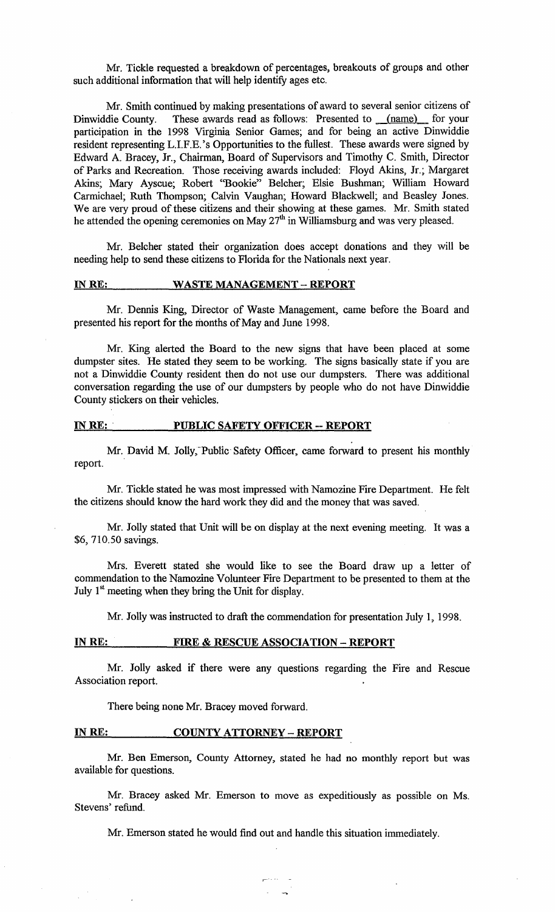Mr. Tickle requested a breakdown of percentages, breakouts of groups and other such additional information that will help identify ages etc.

Mr. Smith continued by making presentations of award to several senior citizens of Dinwiddie County. These awards read as follows: Presented to __(name)__ for your participation in the 1998 Virginia Senior Games; and for being an active Dinwiddie resident representing L.I.F.E.'s Opportunities to the fullest. These awards were signed by Edward A. Bracey, Jr., Chairman, Board of Supervisors and Timothy C. Smith, Director of Parks and Recreation. Those receiving awards included: Floyd Akins, Jr.; Margaret Akins; Mary Ayscue; Robert "Bookie" Belcher; Elsie Bushman; William Howard Carmichael; Ruth Thompson; Calvin Vaughan; Howard Blackwell; and Beasley Jones. We are very proud of these citizens and their showing at these games. Mr. Smith stated he attended the opening ceremonies on May 27th in Williamsburg and was very pleased.

Mr. Belcher stated their organization does accept donations and they will be needing help to send these citizens to Florida for the Nationals next year.

**IN RE: WASTE MANAGEMENT – REPORT**

Mr. Dennis King, Director of Waste Management, came before the Board and presented his report for the months of May and June 1998.

Mr. King alerted the Board to the new signs that have been placed at some dumpster sites. He stated they seem to be working. The signs basically state if you are not a Dinwiddie County resident then do not use our dumpsters. There was additional conversation regarding the use of our dumpsters by people who do not have Dinwiddie County stickers on their vehicles.

**IN RE: PUBLIC SAFETY OFFICER -- REPORT**

Mr. David M. Jolly, Public Safety Officer, came forward to present his monthly report.

Mr. Tickle stated he was most impressed with Namozine Fire Department. He felt the citizens should know the hard work they did and the money that was saved.

Mr. Jolly stated that Unit will be on display at the next evening meeting. It was a $6, 710.50 savings.

Mrs. Everett stated she would like to see the Board draw up a letter of commendation to the Namozine Volunteer Fire Department to be presented to them at the July 1st meeting when they bring the Unit for display.

Mr. Jolly was instructed to draft the commendation for presentation July 1, 1998.

**IN RE: FIRE & RESCUE ASSOCIATION – REPORT**

Mr. Jolly asked if there were any questions regarding the Fire and Rescue Association report.

There being none Mr. Bracey moved forward.

**IN RE: COUNTY ATTORNEY – REPORT**

Mr. Ben Emerson, County Attorney, stated he had no monthly report but was available for questions.

Mr. Bracey asked Mr. Emerson to move as expeditiously as possible on Ms. Stevens' refund.

Mr. Emerson stated he would find out and handle this situation immediately.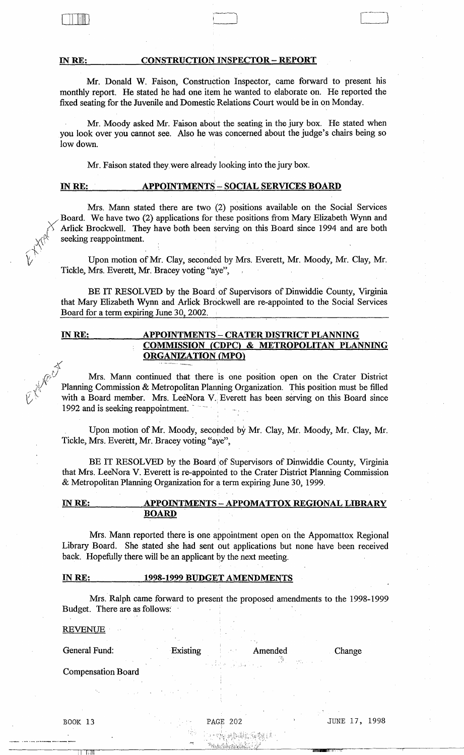**IN RE: CONSTRUCTION INSPECTOR – REPORT**

Mr. Donald W. Faison, Construction Inspector, came forward to present his monthly report. He stated he had one item he wanted to elaborate on. He reported the fixed seating for the Juvenile and Domestic Relations Court would be in on Monday.

Mr. Moody asked Mr. Faison about the seating in the jury box. He stated when you look over you cannot see. Also he was concerned about the judge's chairs being so low down.

Mr. Faison stated they were already looking into the jury box.

**IN RE: APPOINTMENTS – SOCIAL SERVICES BOARD**

Mrs. Mann stated there are two (2) positions available on the Social Services Board. We have two (2) applications for these positions from Mary Elizabeth Wynn and Arlick Brockwell. They have both been serving on this Board since 1994 and are both seeking reappointment.

Upon motion of Mr. Clay, seconded by Mrs. Everett, Mr. Moody, Mr. Clay, Mr. Tickle, Mrs. Everett, Mr. Bracey voting "aye",

BE IT RESOLVED by the Board of Supervisors of Dinwiddie County, Virginia that Mary Elizabeth Wynn and Arlick Brockwell are re-appointed to the Social Services Board for a term expiring June 30, 2002.

**IN RE: APPOINTMENTS – CRATER DISTRICT PLANNING COMMISSION (CDPC) & METROPOLITAN PLANNING ORGANIZATION (MPO)**

Mrs. Mann continued that there is one position open on the Crater District Planning Commission & Metropolitan Planning Organization. This position must be filled with a Board member. Mrs. LeeNora V. Everett has been serving on this Board since 1992 and is seeking reappointment.

Upon motion of Mr. Moody, seconded by Mr. Clay, Mr. Moody, Mr. Clay, Mr. Tickle, Mrs. Everett, Mr. Bracey voting "aye",

BE IT RESOLVED by the Board of Supervisors of Dinwiddie County, Virginia that Mrs. LeeNora V. Everett is re-appointed to the Crater District Planning Commission & Metropolitan Planning Organization for a term expiring June 30, 1999.

**IN RE: APPOINTMENTS – APPOMATTOX REGIONAL LIBRARY BOARD**

Mrs. Mann reported there is one appointment open on the Appomattox Regional Library Board. She stated she had sent out applications but none have been received back. Hopefully there will be an applicant by the next meeting.

**IN RE: 1998-1999 BUDGET AMENDMENTS**

Mrs. Ralph came forward to present the proposed amendments to the 1998-1999 Budget. There are as follows:

REVENUE

| General Fund: | Existing | Amended | Change |
|---|---|---|---|
| Compensation Board | | | |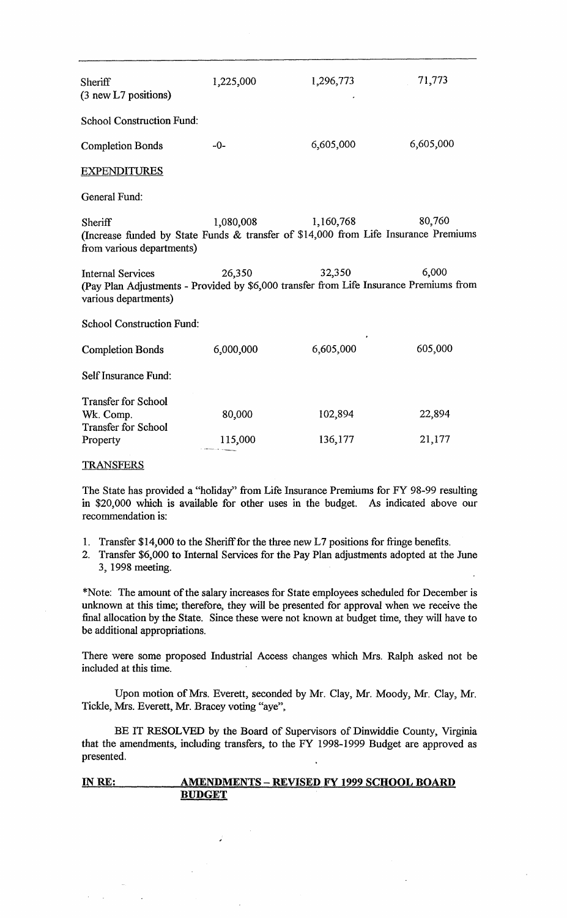| | | | |
|---|---|---|---|
| Sheriff (3 new L7 positions) | 1,225,000 | 1,296,773 | 71,773 |

School Construction Fund:

| | | | |
|---|---|---|---|
| Completion Bonds | -0- | 6,605,000 | 6,605,000 |

EXPENDITURES

General Fund:

| | | | |
|---|---|---|---|
| Sheriff | 1,080,008 | 1,160,768 | 80,760 |

(Increase funded by State Funds & transfer of $14,000 from Life Insurance Premiums from various departments)

| | | | |
|---|---|---|---|
| Internal Services | 26,350 | 32,350 | 6,000 |

(Pay Plan Adjustments - Provided by $6,000 transfer from Life Insurance Premiums from various departments)

School Construction Fund:

| | | | |
|---|---|---|---|
| Completion Bonds | 6,000,000 | 6,605,000 | 605,000 |

Self Insurance Fund:

| | | | |
|---|---|---|---|
| Transfer for School Wk. Comp. | 80,000 | 102,894 | 22,894 |
| Transfer for School Property | 115,000 | 136,177 | 21,177 |

TRANSFERS

The State has provided a "holiday" from Life Insurance Premiums for FY 98-99 resulting in $20,000 which is available for other uses in the budget. As indicated above our recommendation is:

1. Transfer $14,000 to the Sheriff for the three new L7 positions for fringe benefits.
2. Transfer $6,000 to Internal Services for the Pay Plan adjustments adopted at the June 3, 1998 meeting.

*Note: The amount of the salary increases for State employees scheduled for December is unknown at this time; therefore, they will be presented for approval when we receive the final allocation by the State. Since these were not known at budget time, they will have to be additional appropriations.

There were some proposed Industrial Access changes which Mrs. Ralph asked not be included at this time.

Upon motion of Mrs. Everett, seconded by Mr. Clay, Mr. Moody, Mr. Clay, Mr. Tickle, Mrs. Everett, Mr. Bracey voting "aye",

BE IT RESOLVED by the Board of Supervisors of Dinwiddie County, Virginia that the amendments, including transfers, to the FY 1998-1999 Budget are approved as presented.

**IN RE: AMENDMENTS – REVISED FY 1999 SCHOOL BOARD BUDGET**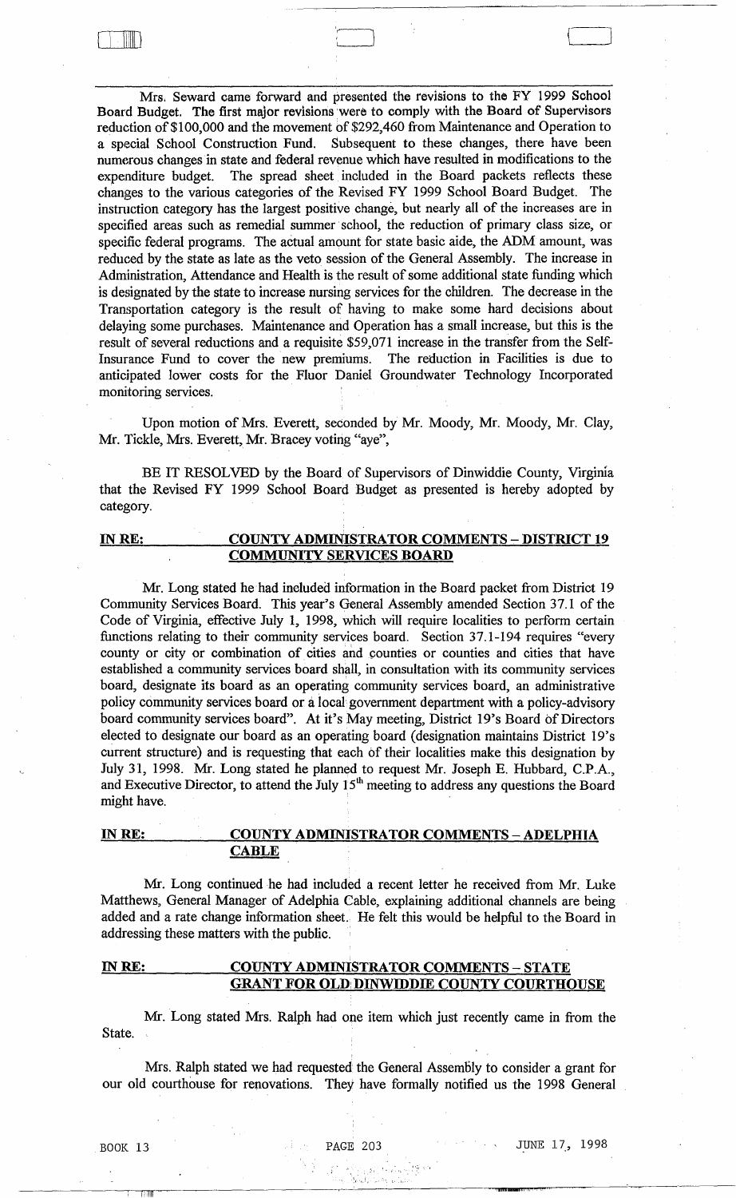Mrs. Seward came forward and presented the revisions to the FY 1999 School Board Budget. The first major revisions were to comply with the Board of Supervisors reduction of $100,000 and the movement of $292,460 from Maintenance and Operation to a special School Construction Fund. Subsequent to these changes, there have been numerous changes in state and federal revenue which have resulted in modifications to the expenditure budget. The spread sheet included in the Board packets reflects these changes to the various categories of the Revised FY 1999 School Board Budget. The instruction category has the largest positive change, but nearly all of the increases are in specified areas such as remedial summer school, the reduction of primary class size, or specific federal programs. The actual amount for state basic aide, the ADM amount, was reduced by the state as late as the veto session of the General Assembly. The increase in Administration, Attendance and Health is the result of some additional state funding which is designated by the state to increase nursing services for the children. The decrease in the Transportation category is the result of having to make some hard decisions about delaying some purchases. Maintenance and Operation has a small increase, but this is the result of several reductions and a requisite $59,071 increase in the transfer from the Self-Insurance Fund to cover the new premiums. The reduction in Facilities is due to anticipated lower costs for the Fluor Daniel Groundwater Technology Incorporated monitoring services.

Upon motion of Mrs. Everett, seconded by Mr. Moody, Mr. Moody, Mr. Clay, Mr. Tickle, Mrs. Everett, Mr. Bracey voting "aye",

BE IT RESOLVED by the Board of Supervisors of Dinwiddie County, Virginia that the Revised FY 1999 School Board Budget as presented is hereby adopted by category.

**IN RE: COUNTY ADMINISTRATOR COMMENTS – DISTRICT 19 COMMUNITY SERVICES BOARD**

Mr. Long stated he had included information in the Board packet from District 19 Community Services Board. This year's General Assembly amended Section 37.1 of the Code of Virginia, effective July 1, 1998, which will require localities to perform certain functions relating to their community services board. Section 37.1-194 requires "every county or city or combination of cities and counties or counties and cities that have established a community services board shall, in consultation with its community services board, designate its board as an operating community services board, an administrative policy community services board or a local government department with a policy-advisory board community services board". At it's May meeting, District 19's Board of Directors elected to designate our board as an operating board (designation maintains District 19's current structure) and is requesting that each of their localities make this designation by July 31, 1998. Mr. Long stated he planned to request Mr. Joseph E. Hubbard, C.P.A., and Executive Director, to attend the July 15th meeting to address any questions the Board might have.

**IN RE: COUNTY ADMINISTRATOR COMMENTS – ADELPHIA CABLE**

Mr. Long continued he had included a recent letter he received from Mr. Luke Matthews, General Manager of Adelphia Cable, explaining additional channels are being added and a rate change information sheet. He felt this would be helpful to the Board in addressing these matters with the public.

**IN RE: COUNTY ADMINISTRATOR COMMENTS – STATE GRANT FOR OLD DINWIDDIE COUNTY COURTHOUSE**

Mr. Long stated Mrs. Ralph had one item which just recently came in from the State.

Mrs. Ralph stated we had requested the General Assembly to consider a grant for our old courthouse for renovations. They have formally notified us the 1998 General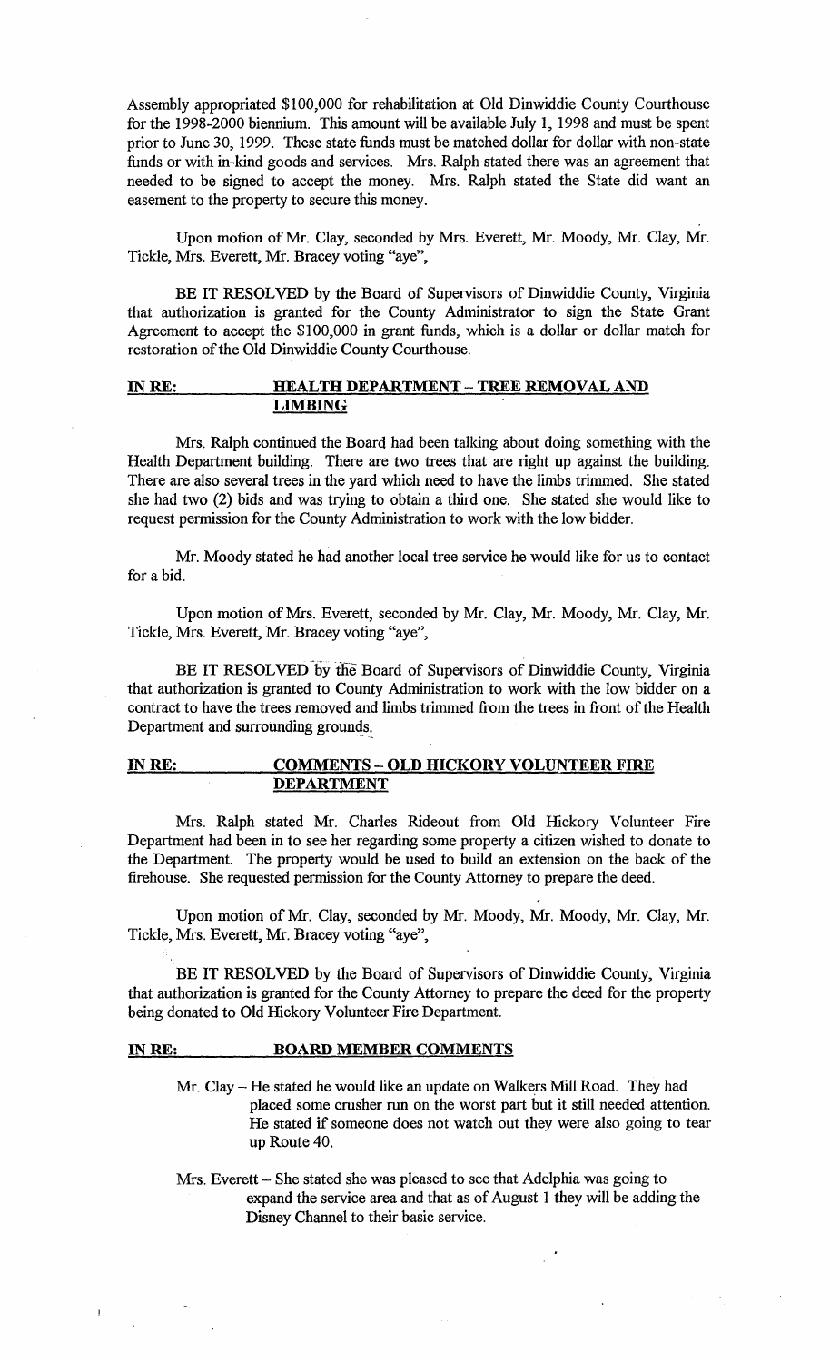Assembly appropriated $100,000 for rehabilitation at Old Dinwiddie County Courthouse for the 1998-2000 biennium. This amount will be available July 1, 1998 and must be spent prior to June 30, 1999. These state funds must be matched dollar for dollar with non-state funds or with in-kind goods and services. Mrs. Ralph stated there was an agreement that needed to be signed to accept the money. Mrs. Ralph stated the State did want an easement to the property to secure this money.

Upon motion of Mr. Clay, seconded by Mrs. Everett, Mr. Moody, Mr. Clay, Mr. Tickle, Mrs. Everett, Mr. Bracey voting "aye",

BE IT RESOLVED by the Board of Supervisors of Dinwiddie County, Virginia that authorization is granted for the County Administrator to sign the State Grant Agreement to accept the $100,000 in grant funds, which is a dollar or dollar match for restoration of the Old Dinwiddie County Courthouse.

**IN RE: HEALTH DEPARTMENT – TREE REMOVAL AND LIMBING**

Mrs. Ralph continued the Board had been talking about doing something with the Health Department building. There are two trees that are right up against the building. There are also several trees in the yard which need to have the limbs trimmed. She stated she had two (2) bids and was trying to obtain a third one. She stated she would like to request permission for the County Administration to work with the low bidder.

Mr. Moody stated he had another local tree service he would like for us to contact for a bid.

Upon motion of Mrs. Everett, seconded by Mr. Clay, Mr. Moody, Mr. Clay, Mr. Tickle, Mrs. Everett, Mr. Bracey voting "aye",

BE IT RESOLVED by the Board of Supervisors of Dinwiddie County, Virginia that authorization is granted to County Administration to work with the low bidder on a contract to have the trees removed and limbs trimmed from the trees in front of the Health Department and surrounding grounds.

**IN RE: COMMENTS – OLD HICKORY VOLUNTEER FIRE DEPARTMENT**

Mrs. Ralph stated Mr. Charles Rideout from Old Hickory Volunteer Fire Department had been in to see her regarding some property a citizen wished to donate to the Department. The property would be used to build an extension on the back of the firehouse. She requested permission for the County Attorney to prepare the deed.

Upon motion of Mr. Clay, seconded by Mr. Moody, Mr. Moody, Mr. Clay, Mr. Tickle, Mrs. Everett, Mr. Bracey voting "aye",

BE IT RESOLVED by the Board of Supervisors of Dinwiddie County, Virginia that authorization is granted for the County Attorney to prepare the deed for the property being donated to Old Hickory Volunteer Fire Department.

**IN RE: BOARD MEMBER COMMENTS**

Mr. Clay – He stated he would like an update on Walkers Mill Road. They had placed some crusher run on the worst part but it still needed attention. He stated if someone does not watch out they were also going to tear up Route 40.

Mrs. Everett – She stated she was pleased to see that Adelphia was going to expand the service area and that as of August 1 they will be adding the Disney Channel to their basic service.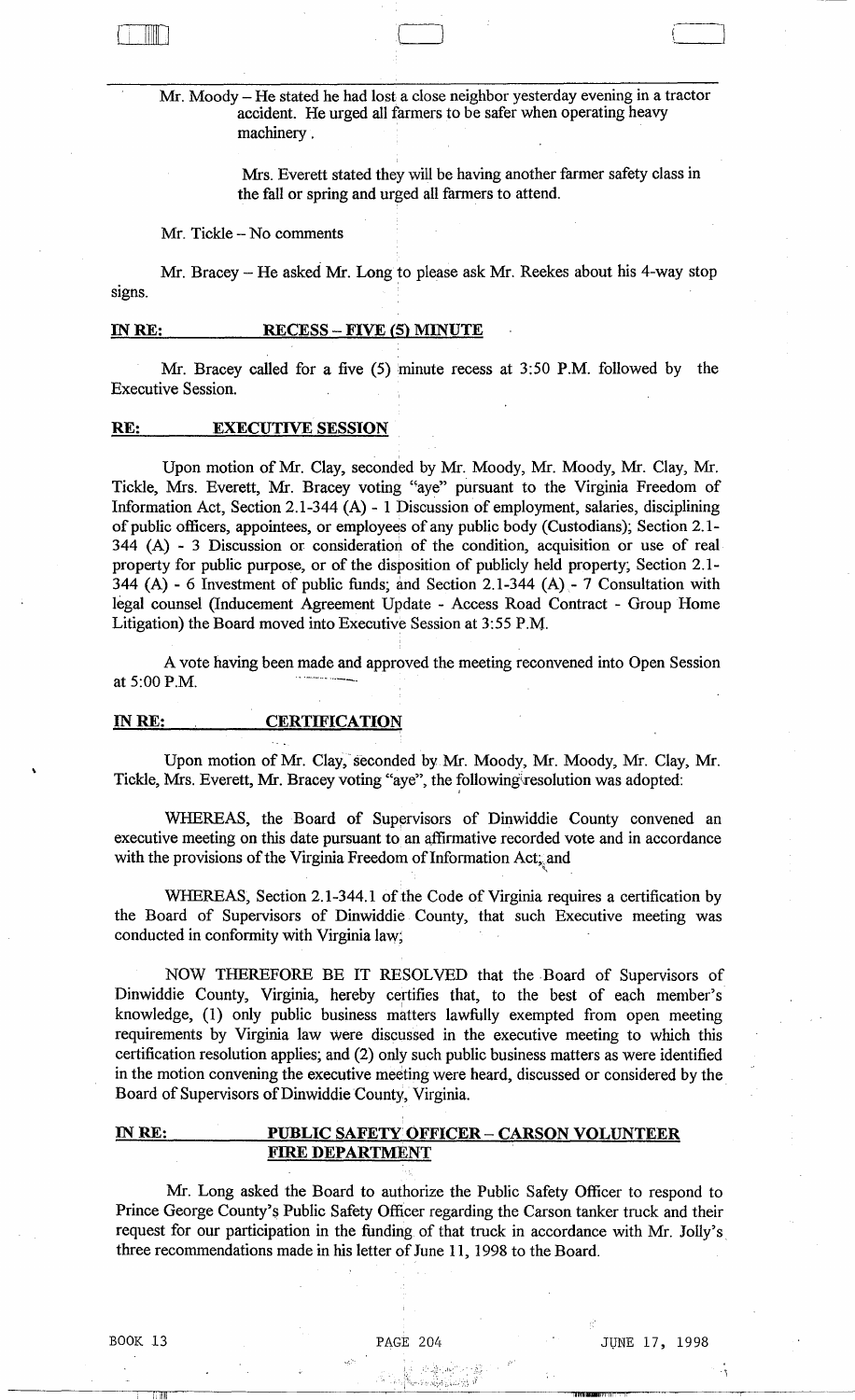Mr. Moody – He stated he had lost a close neighbor yesterday evening in a tractor accident. He urged all farmers to be safer when operating heavy machinery.

Mrs. Everett stated they will be having another farmer safety class in the fall or spring and urged all farmers to attend.

Mr. Tickle – No comments

Mr. Bracey – He asked Mr. Long to please ask Mr. Reekes about his 4-way stop signs.

**IN RE: RECESS – FIVE (5) MINUTE**

Mr. Bracey called for a five (5) minute recess at 3:50 P.M. followed by the Executive Session.

**RE: EXECUTIVE SESSION**

Upon motion of Mr. Clay, seconded by Mr. Moody, Mr. Moody, Mr. Clay, Mr. Tickle, Mrs. Everett, Mr. Bracey voting "aye" pursuant to the Virginia Freedom of Information Act, Section 2.1-344 (A) - 1 Discussion of employment, salaries, disciplining of public officers, appointees, or employees of any public body (Custodians); Section 2.1-344 (A) - 3 Discussion or consideration of the condition, acquisition or use of real property for public purpose, or of the disposition of publicly held property; Section 2.1-344 (A) - 6 Investment of public funds; and Section 2.1-344 (A) - 7 Consultation with legal counsel (Inducement Agreement Update - Access Road Contract - Group Home Litigation) the Board moved into Executive Session at 3:55 P.M.

A vote having been made and approved the meeting reconvened into Open Session at 5:00 P.M.

**IN RE: CERTIFICATION**

Upon motion of Mr. Clay, seconded by Mr. Moody, Mr. Moody, Mr. Clay, Mr. Tickle, Mrs. Everett, Mr. Bracey voting "aye", the following resolution was adopted:

WHEREAS, the Board of Supervisors of Dinwiddie County convened an executive meeting on this date pursuant to an affirmative recorded vote and in accordance with the provisions of the Virginia Freedom of Information Act; and

WHEREAS, Section 2.1-344.1 of the Code of Virginia requires a certification by the Board of Supervisors of Dinwiddie County, that such Executive meeting was conducted in conformity with Virginia law;

NOW THEREFORE BE IT RESOLVED that the Board of Supervisors of Dinwiddie County, Virginia, hereby certifies that, to the best of each member's knowledge, (1) only public business matters lawfully exempted from open meeting requirements by Virginia law were discussed in the executive meeting to which this certification resolution applies; and (2) only such public business matters as were identified in the motion convening the executive meeting were heard, discussed or considered by the Board of Supervisors of Dinwiddie County, Virginia.

**IN RE: PUBLIC SAFETY OFFICER – CARSON VOLUNTEER FIRE DEPARTMENT**

Mr. Long asked the Board to authorize the Public Safety Officer to respond to Prince George County's Public Safety Officer regarding the Carson tanker truck and their request for our participation in the funding of that truck in accordance with Mr. Jolly's three recommendations made in his letter of June 11, 1998 to the Board.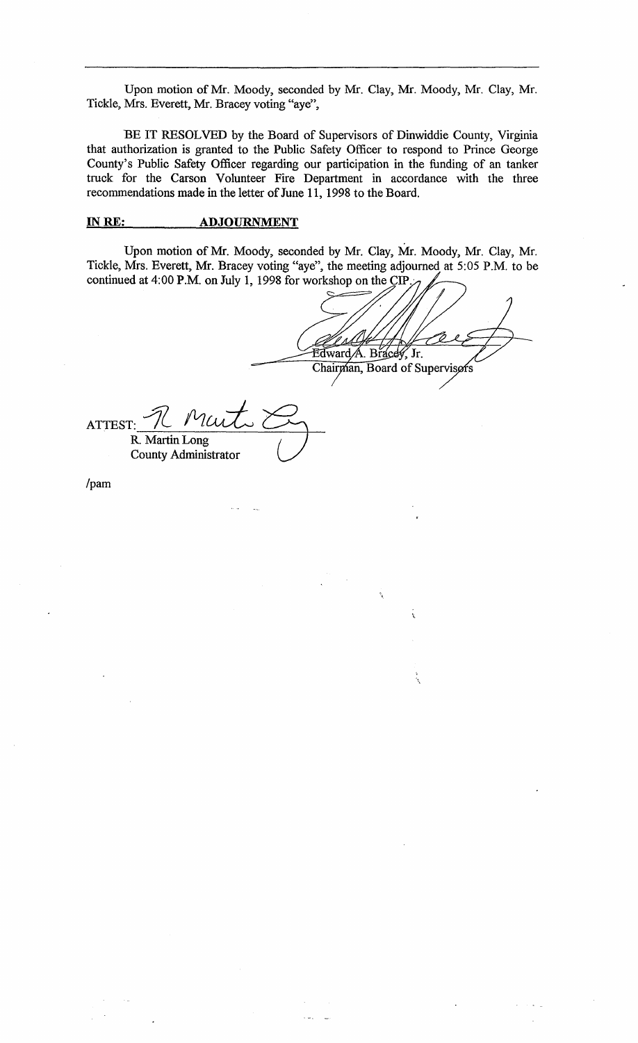Upon motion of Mr. Moody, seconded by Mr. Clay, Mr. Moody, Mr. Clay, Mr. Tickle, Mrs. Everett, Mr. Bracey voting "aye",

BE IT RESOLVED by the Board of Supervisors of Dinwiddie County, Virginia that authorization is granted to the Public Safety Officer to respond to Prince George County's Public Safety Officer regarding our participation in the funding of an tanker truck for the Carson Volunteer Fire Department in accordance with the three recommendations made in the letter of June 11, 1998 to the Board.

**IN RE: ADJOURNMENT**

Upon motion of Mr. Moody, seconded by Mr. Clay, Mr. Moody, Mr. Clay, Mr. Tickle, Mrs. Everett, Mr. Bracey voting "aye", the meeting adjourned at 5:05 P.M. to be continued at 4:00 P.M. on July 1, 1998 for workshop on the CIP.

Edward A. Bracey, Jr.
Chairman, Board of Supervisors

ATTEST: R. Martin Long
R. Martin Long
County Administrator

/pam